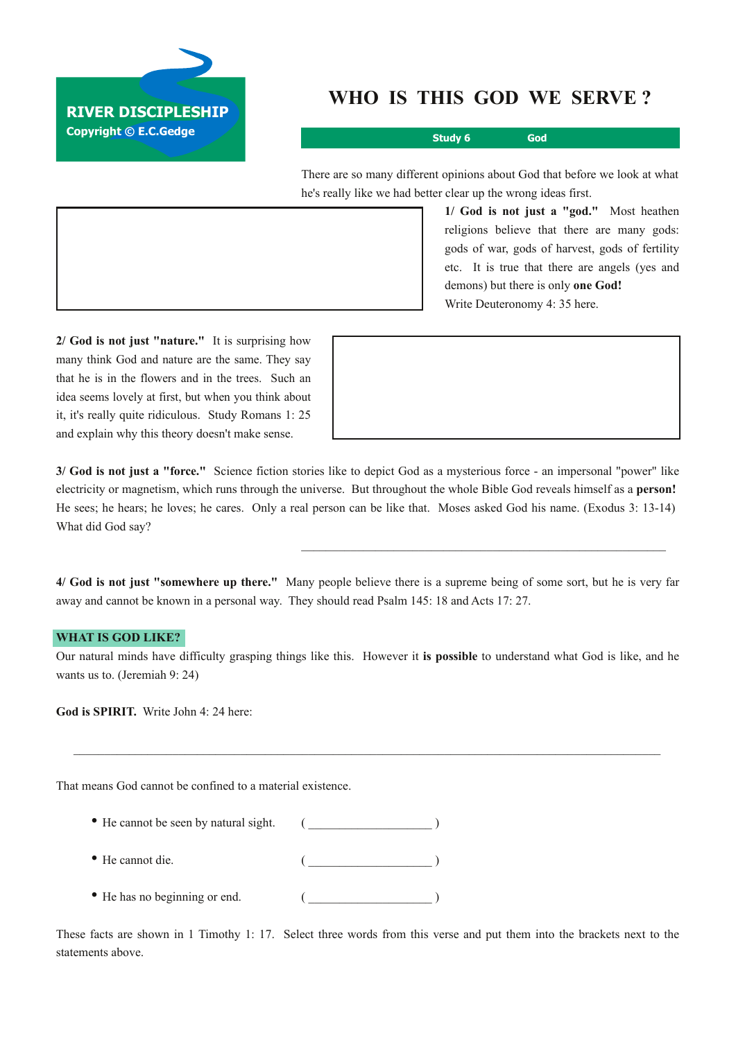RIVER DISCIPLESHIP
Copyright © E.C.Gedge

# WHO IS THIS GOD WE SERVE ?

**Study 6 — God**

There are so many different opinions about God that before we look at what he's really like we had better clear up the wrong ideas first.

**1/ God is not just a "god."** Most heathen religions believe that there are many gods: gods of war, gods of harvest, gods of fertility etc. It is true that there are angels (yes and demons) but there is only **one God!** Write Deuteronomy 4: 35 here.

**2/ God is not just "nature."** It is surprising how many think God and nature are the same. They say that he is in the flowers and in the trees. Such an idea seems lovely at first, but when you think about it, it's really quite ridiculous. Study Romans 1: 25 and explain why this theory doesn't make sense.

**3/ God is not just a "force."** Science fiction stories like to depict God as a mysterious force - an impersonal "power" like electricity or magnetism, which runs through the universe. But throughout the whole Bible God reveals himself as a **person!** He sees; he hears; he loves; he cares. Only a real person can be like that. Moses asked God his name. (Exodus 3: 13-14) What did God say?

_______________________________________________

**4/ God is not just "somewhere up there."** Many people believe there is a supreme being of some sort, but he is very far away and cannot be known in a personal way. They should read Psalm 145: 18 and Acts 17: 27.

## WHAT IS GOD LIKE?

Our natural minds have difficulty grasping things like this. However it **is possible** to understand what God is like, and he wants us to. (Jeremiah 9: 24)

**God is SPIRIT.** Write John 4: 24 here:

_______________________________________________

That means God cannot be confined to a material existence.

- He cannot be seen by natural sight. ( ____________________ )
- He cannot die. ( ____________________ )
- He has no beginning or end. ( ____________________ )

These facts are shown in 1 Timothy 1: 17. Select three words from this verse and put them into the brackets next to the statements above.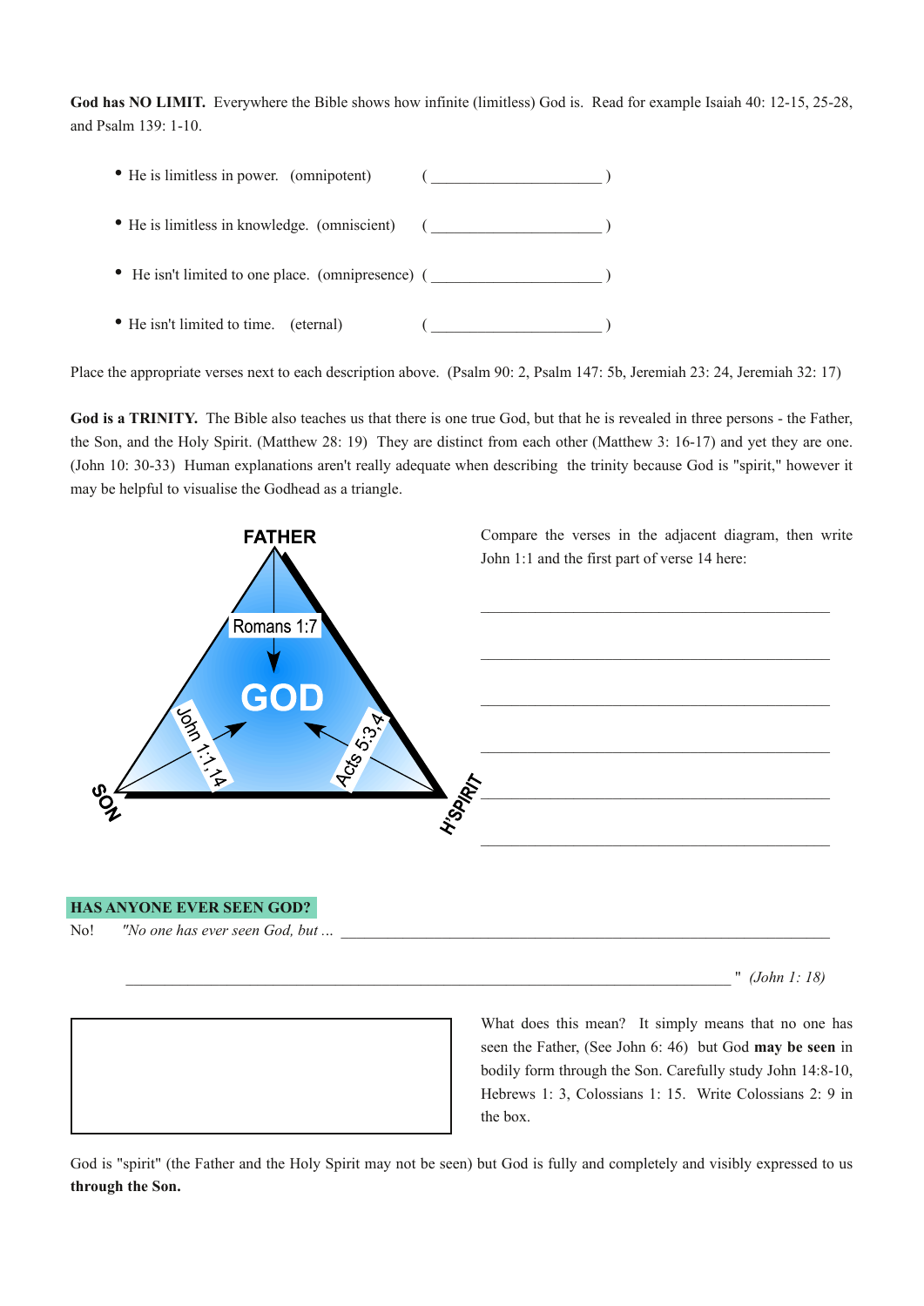**God has NO LIMIT.** Everywhere the Bible shows how infinite (limitless) God is. Read for example Isaiah 40: 12-15, 25-28, and Psalm 139: 1-10.

- He is limitless in power. (omnipotent) ( ____________________ )
- He is limitless in knowledge. (omniscient) ( ____________________ )
- He isn't limited to one place. (omnipresence) ( ____________________ )
- He isn't limited to time. (eternal) ( ____________________ )

Place the appropriate verses next to each description above. (Psalm 90: 2, Psalm 147: 5b, Jeremiah 23: 24, Jeremiah 32: 17)

**God is a TRINITY.** The Bible also teaches us that there is one true God, but that he is revealed in three persons - the Father, the Son, and the Holy Spirit. (Matthew 28: 19) They are distinct from each other (Matthew 3: 16-17) and yet they are one. (John 10: 30-33) Human explanations aren't really adequate when describing the trinity because God is "spirit," however it may be helpful to visualise the Godhead as a triangle.

FATHER

Romans 1:7

GOD

John 1:1,14

Acts 5:3,4

SON

H'SPIRIT

Compare the verses in the adjacent diagram, then write John 1:1 and the first part of verse 14 here:

________________________________________

________________________________________

________________________________________

________________________________________

________________________________________

________________________________________

**HAS ANYONE EVER SEEN GOD?**

No! *"No one has ever seen God, but ...* ________________________________________

________________________________________ " *(John 1: 18)*

What does this mean? It simply means that no one has seen the Father, (See John 6: 46) but God **may be seen** in bodily form through the Son. Carefully study John 14:8-10, Hebrews 1: 3, Colossians 1: 15. Write Colossians 2: 9 in the box.

God is "spirit" (the Father and the Holy Spirit may not be seen) but God is fully and completely and visibly expressed to us **through the Son.**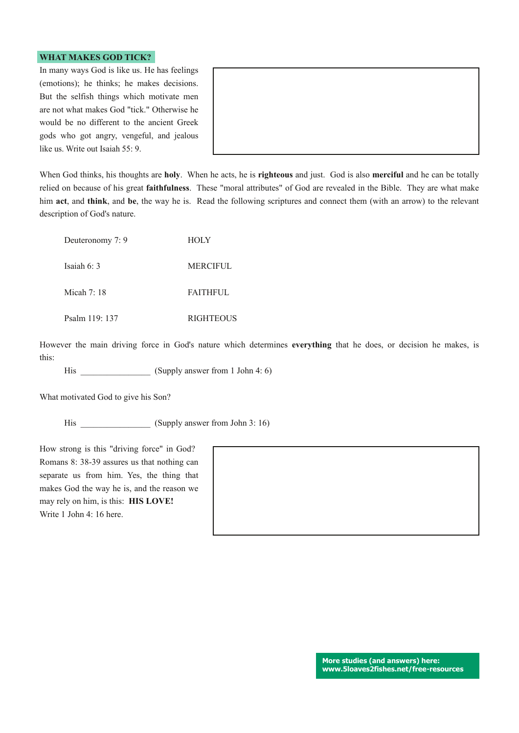## WHAT MAKES GOD TICK?

In many ways God is like us. He has feelings (emotions); he thinks; he makes decisions. But the selfish things which motivate men are not what makes God "tick." Otherwise he would be no different to the ancient Greek gods who got angry, vengeful, and jealous like us. Write out Isaiah 55: 9.

When God thinks, his thoughts are **holy**. When he acts, he is **righteous** and just. God is also **merciful** and he can be totally relied on because of his great **faithfulness**. These "moral attributes" of God are revealed in the Bible. They are what make him **act**, and **think**, and **be**, the way he is. Read the following scriptures and connect them (with an arrow) to the relevant description of God's nature.

| | |
|---|---|
| Deuteronomy 7: 9 | HOLY |
| Isaiah 6: 3 | MERCIFUL |
| Micah 7: 18 | FAITHFUL |
| Psalm 119: 137 | RIGHTEOUS |

However the main driving force in God's nature which determines **everything** that he does, or decision he makes, is this:

His ________________ (Supply answer from 1 John 4: 6)

What motivated God to give his Son?

His ________________ (Supply answer from John 3: 16)

How strong is this "driving force" in God? Romans 8: 38-39 assures us that nothing can separate us from him. Yes, the thing that makes God the way he is, and the reason we may rely on him, is this: **HIS LOVE!** Write 1 John 4: 16 here.

**More studies (and answers) here: www.5loaves2fishes.net/free-resources**